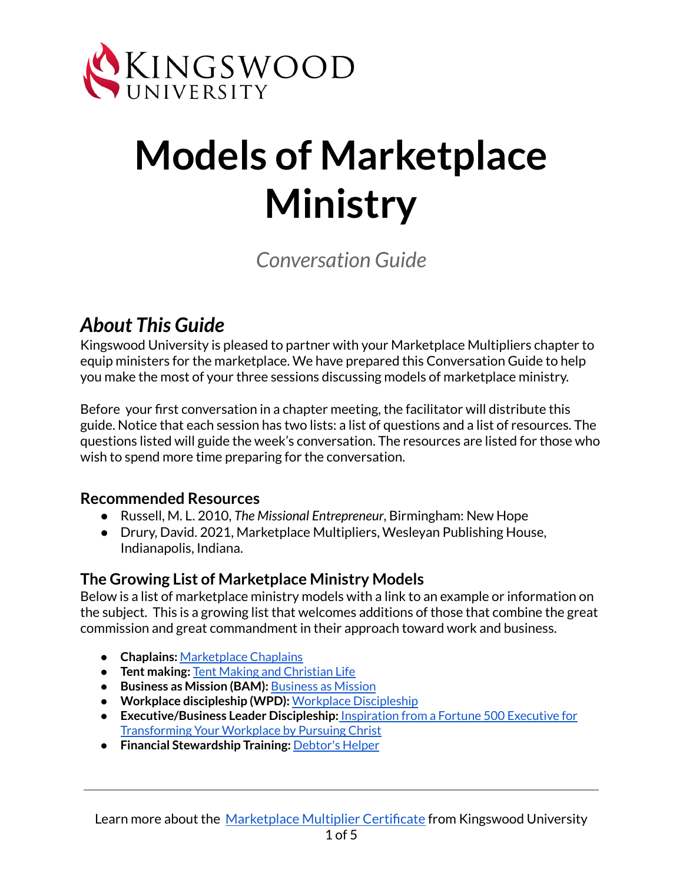# Models of Marketplace Ministry

*Conversation Guide*

## *About This Guide*

Kingswood University is pleased to partner with your Marketplace Multipliers chapter to equip ministers for the marketplace. We have prepared this Conversation Guide to help you make the most of your three sessions discussing models of marketplace ministry.

Before your first conversation in a chapter meeting, the facilitator will distribute this guide. Notice that each session has two lists: a list of questions and a list of resources. The questions listed will guide the week's conversation. The resources are listed for those who wish to spend more time preparing for the conversation.

### Recommended Resources

- Russell, M. L. 2010, *The Missional Entrepreneur*, Birmingham: New Hope
- Drury, David. 2021, Marketplace Multipliers, Wesleyan Publishing House, Indianapolis, Indiana.

### The Growing List of Marketplace Ministry Models

Below is a list of marketplace ministry models with a link to an example or information on the subject. This is a growing list that welcomes additions of those that combine the great commission and great commandment in their approach toward work and business.

- **Chaplains:** Marketplace Chaplains
- **Tent making:** Tent Making and Christian Life
- **Business as Mission (BAM):** Business as Mission
- **Workplace discipleship (WPD):** Workplace Discipleship
- **Executive/Business Leader Discipleship:** Inspiration from a Fortune 500 Executive for Transforming Your Workplace by Pursuing Christ
- **Financial Stewardship Training:** Debtor's Helper

Learn more about the Marketplace Multiplier Certificate from Kingswood University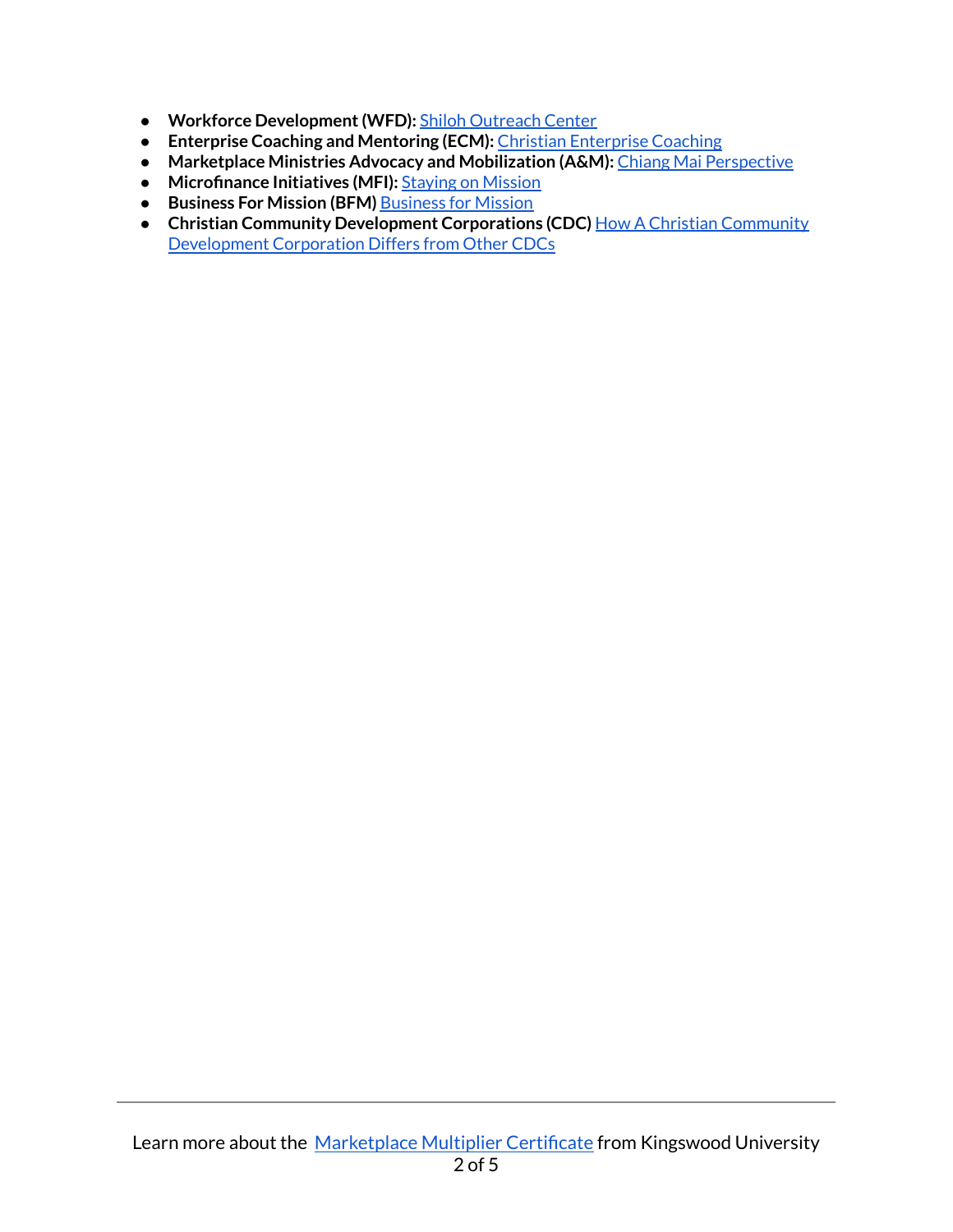- **Workforce Development (WFD):** Shiloh Outreach Center
- **Enterprise Coaching and Mentoring (ECM):** Christian Enterprise Coaching
- **Marketplace Ministries Advocacy and Mobilization (A&M):** Chiang Mai Perspective
- **Microfinance Initiatives (MFI):** Staying on Mission
- **Business For Mission (BFM)** Business for Mission
- **Christian Community Development Corporations (CDC)** How A Christian Community Development Corporation Differs from Other CDCs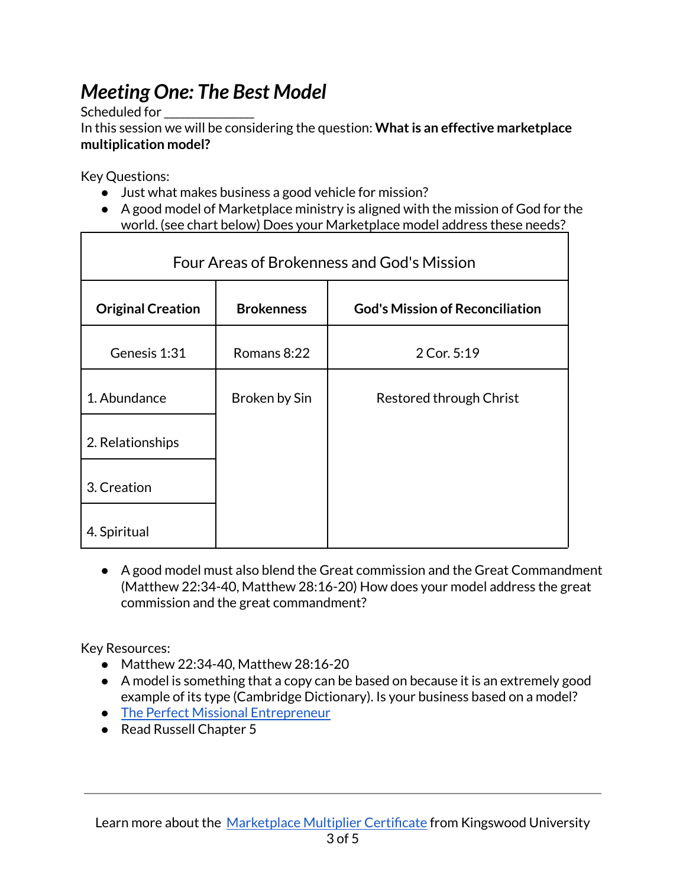# *Meeting One: The Best Model*

Scheduled for ______________

In this session we will be considering the question: **What is an effective marketplace multiplication model?**

Key Questions:

- Just what makes business a good vehicle for mission?
- A good model of Marketplace ministry is aligned with the mission of God for the world. (see chart below) Does your Marketplace model address these needs?

| Four Areas of Brokenness and God's Mission | | |
|---|---|---|
| **Original Creation** | **Brokenness** | **God's Mission of Reconciliation** |
| Genesis 1:31 | Romans 8:22 | 2 Cor. 5:19 |
| 1. Abundance | Broken by Sin | Restored through Christ |
| 2. Relationships | | |
| 3. Creation | | |
| 4. Spiritual | | |

- A good model must also blend the Great commission and the Great Commandment (Matthew 22:34-40, Matthew 28:16-20) How does your model address the great commission and the great commandment?

Key Resources:

- Matthew 22:34-40, Matthew 28:16-20
- A model is something that a copy can be based on because it is an extremely good example of its type (Cambridge Dictionary). Is your business based on a model?
- The Perfect Missional Entrepreneur
- Read Russell Chapter 5

Learn more about the Marketplace Multiplier Certificate from Kingswood University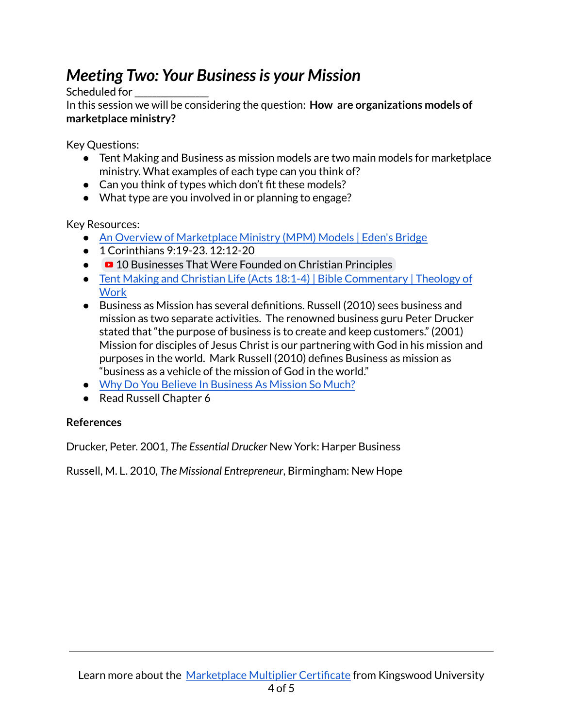# *Meeting Two: Your Business is your Mission*

Scheduled for ______________

In this session we will be considering the question: **How are organizations models of marketplace ministry?**

Key Questions:

- Tent Making and Business as mission models are two main models for marketplace ministry. What examples of each type can you think of?
- Can you think of types which don't fit these models?
- What type are you involved in or planning to engage?

Key Resources:

- An Overview of Marketplace Ministry (MPM) Models | Eden's Bridge
- 1 Corinthians 9:19-23. 12:12-20
- 10 Businesses That Were Founded on Christian Principles
- Tent Making and Christian Life (Acts 18:1-4) | Bible Commentary | Theology of Work
- Business as Mission has several definitions. Russell (2010) sees business and mission as two separate activities. The renowned business guru Peter Drucker stated that "the purpose of business is to create and keep customers." (2001) Mission for disciples of Jesus Christ is our partnering with God in his mission and purposes in the world. Mark Russell (2010) defines Business as mission as "business as a vehicle of the mission of God in the world."
- Why Do You Believe In Business As Mission So Much?
- Read Russell Chapter 6

**References**

Drucker, Peter. 2001, *The Essential Drucker* New York: Harper Business

Russell, M. L. 2010, *The Missional Entrepreneur*, Birmingham: New Hope

Learn more about the Marketplace Multiplier Certificate from Kingswood University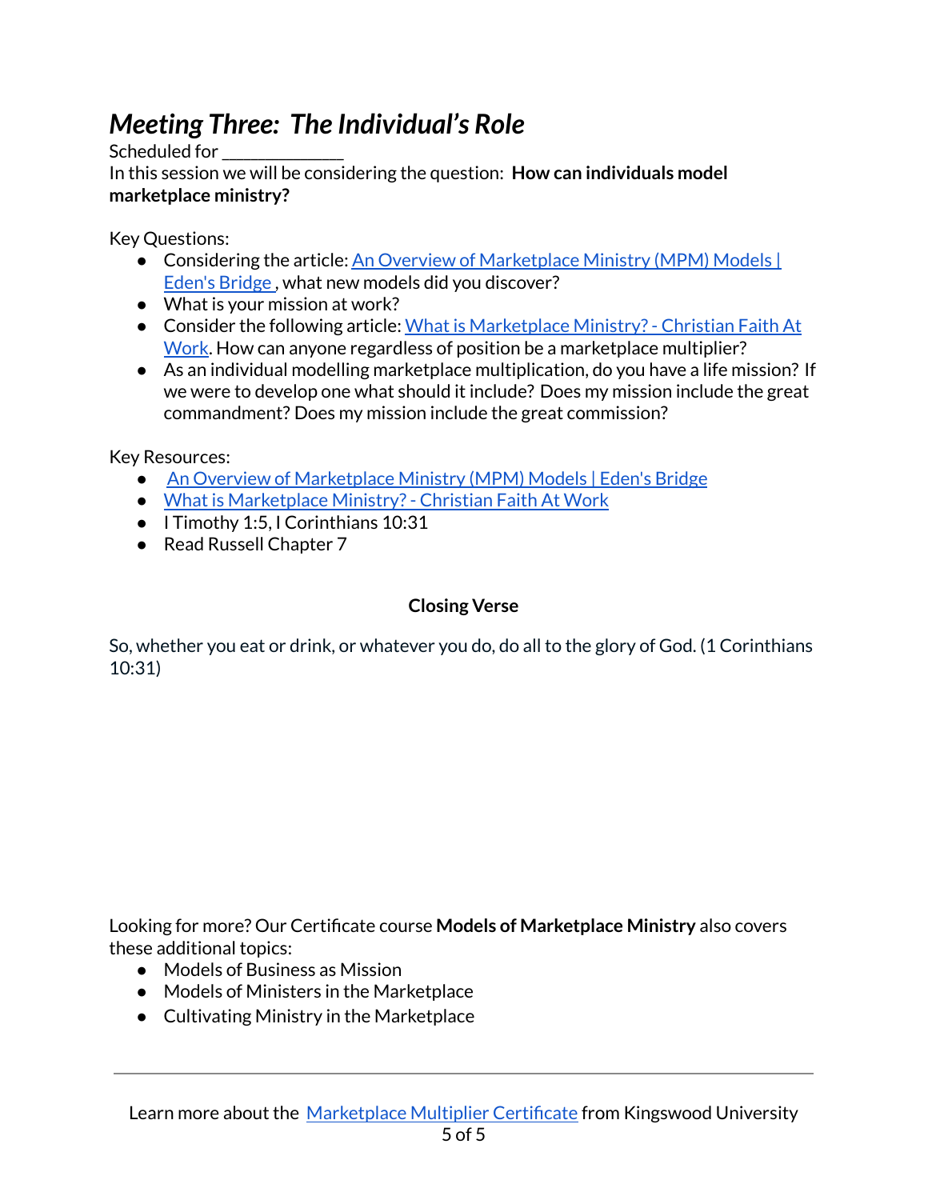# *Meeting Three: The Individual's Role*

Scheduled for _____________

In this session we will be considering the question: **How can individuals model marketplace ministry?**

Key Questions:

- Considering the article: An Overview of Marketplace Ministry (MPM) Models | Eden's Bridge, what new models did you discover?
- What is your mission at work?
- Consider the following article: What is Marketplace Ministry? - Christian Faith At Work. How can anyone regardless of position be a marketplace multiplier?
- As an individual modelling marketplace multiplication, do you have a life mission? If we were to develop one what should it include? Does my mission include the great commandment? Does my mission include the great commission?

Key Resources:

- An Overview of Marketplace Ministry (MPM) Models | Eden's Bridge
- What is Marketplace Ministry? - Christian Faith At Work
- I Timothy 1:5, I Corinthians 10:31
- Read Russell Chapter 7

**Closing Verse**

So, whether you eat or drink, or whatever you do, do all to the glory of God. (1 Corinthians 10:31)

Looking for more? Our Certificate course **Models of Marketplace Ministry** also covers these additional topics:

- Models of Business as Mission
- Models of Ministers in the Marketplace
- Cultivating Ministry in the Marketplace

---

Learn more about the Marketplace Multiplier Certificate from Kingswood University